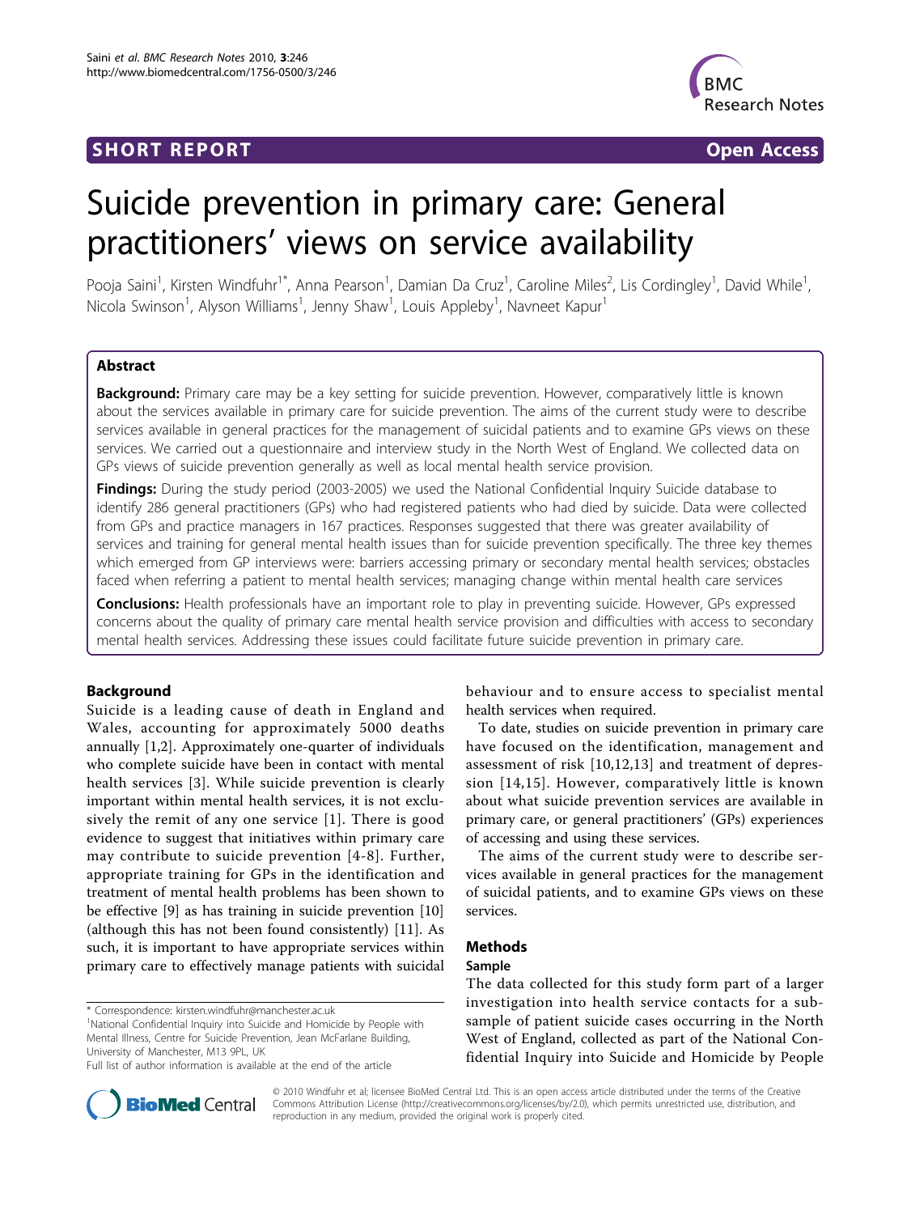SHORT REPORT Open Access

# Suicide prevention in primary care: General practitioners' views on service availability

Pooja Saini[1], Kirsten Windfuhr[1*], Anna Pearson[1], Damian Da Cruz[1], Caroline Miles[2], Lis Cordingley[1], David While[1], Nicola Swinson[1], Alyson Williams[1], Jenny Shaw[1], Louis Appleby[1], Navneet Kapur[1]

## Abstract

**Background:** Primary care may be a key setting for suicide prevention. However, comparatively little is known about the services available in primary care for suicide prevention. The aims of the current study were to describe services available in general practices for the management of suicidal patients and to examine GPs views on these services. We carried out a questionnaire and interview study in the North West of England. We collected data on GPs views of suicide prevention generally as well as local mental health service provision.

**Findings:** During the study period (2003-2005) we used the National Confidential Inquiry Suicide database to identify 286 general practitioners (GPs) who had registered patients who had died by suicide. Data were collected from GPs and practice managers in 167 practices. Responses suggested that there was greater availability of services and training for general mental health issues than for suicide prevention specifically. The three key themes which emerged from GP interviews were: barriers accessing primary or secondary mental health services; obstacles faced when referring a patient to mental health services; managing change within mental health care services

**Conclusions:** Health professionals have an important role to play in preventing suicide. However, GPs expressed concerns about the quality of primary care mental health service provision and difficulties with access to secondary mental health services. Addressing these issues could facilitate future suicide prevention in primary care.

## Background

Suicide is a leading cause of death in England and Wales, accounting for approximately 5000 deaths annually [1,2]. Approximately one-quarter of individuals who complete suicide have been in contact with mental health services [3]. While suicide prevention is clearly important within mental health services, it is not exclusively the remit of any one service [1]. There is good evidence to suggest that initiatives within primary care may contribute to suicide prevention [4-8]. Further, appropriate training for GPs in the identification and treatment of mental health problems has been shown to be effective [9] as has training in suicide prevention [10] (although this has not been found consistently) [11]. As such, it is important to have appropriate services within primary care to effectively manage patients with suicidal behaviour and to ensure access to specialist mental health services when required.

To date, studies on suicide prevention in primary care have focused on the identification, management and assessment of risk [10,12,13] and treatment of depression [14,15]. However, comparatively little is known about what suicide prevention services are available in primary care, or general practitioners' (GPs) experiences of accessing and using these services.

The aims of the current study were to describe services available in general practices for the management of suicidal patients, and to examine GPs views on these services.

## Methods

### Sample

The data collected for this study form part of a larger investigation into health service contacts for a subsample of patient suicide cases occurring in the North West of England, collected as part of the National Confidential Inquiry into Suicide and Homicide by People

\* Correspondence: kirsten.windfuhr@manchester.ac.uk
[1]National Confidential Inquiry into Suicide and Homicide by People with Mental Illness, Centre for Suicide Prevention, Jean McFarlane Building, University of Manchester, M13 9PL, UK
Full list of author information is available at the end of the article

© 2010 Windfuhr et al; licensee BioMed Central Ltd. This is an open access article distributed under the terms of the Creative Commons Attribution License (http://creativecommons.org/licenses/by/2.0), which permits unrestricted use, distribution, and reproduction in any medium, provided the original work is properly cited.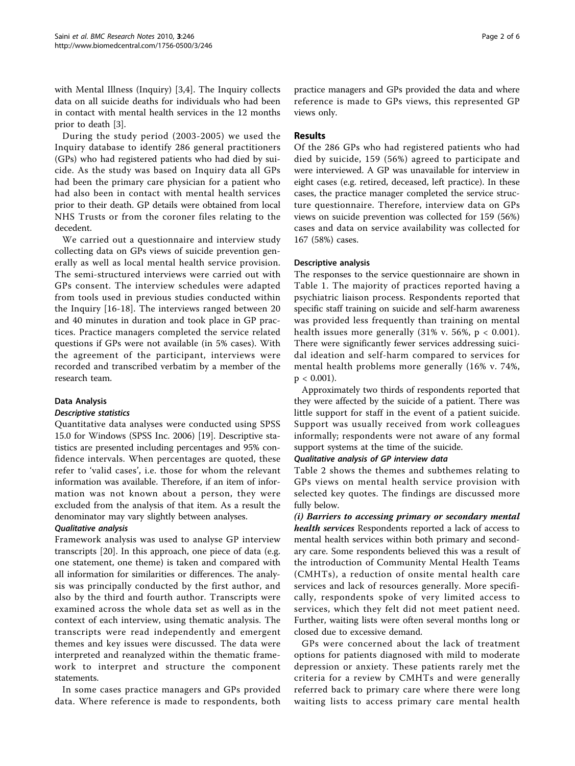with Mental Illness (Inquiry) [3,4]. The Inquiry collects data on all suicide deaths for individuals who had been in contact with mental health services in the 12 months prior to death [3].

During the study period (2003-2005) we used the Inquiry database to identify 286 general practitioners (GPs) who had registered patients who had died by suicide. As the study was based on Inquiry data all GPs had been the primary care physician for a patient who had also been in contact with mental health services prior to their death. GP details were obtained from local NHS Trusts or from the coroner files relating to the decedent.

We carried out a questionnaire and interview study collecting data on GPs views of suicide prevention generally as well as local mental health service provision. The semi-structured interviews were carried out with GPs consent. The interview schedules were adapted from tools used in previous studies conducted within the Inquiry [16-18]. The interviews ranged between 20 and 40 minutes in duration and took place in GP practices. Practice managers completed the service related questions if GPs were not available (in 5% cases). With the agreement of the participant, interviews were recorded and transcribed verbatim by a member of the research team.

### Data Analysis

#### *Descriptive statistics*

Quantitative data analyses were conducted using SPSS 15.0 for Windows (SPSS Inc. 2006) [19]. Descriptive statistics are presented including percentages and 95% confidence intervals. When percentages are quoted, these refer to 'valid cases', i.e. those for whom the relevant information was available. Therefore, if an item of information was not known about a person, they were excluded from the analysis of that item. As a result the denominator may vary slightly between analyses.

#### *Qualitative analysis*

Framework analysis was used to analyse GP interview transcripts [20]. In this approach, one piece of data (e.g. one statement, one theme) is taken and compared with all information for similarities or differences. The analysis was principally conducted by the first author, and also by the third and fourth author. Transcripts were examined across the whole data set as well as in the context of each interview, using thematic analysis. The transcripts were read independently and emergent themes and key issues were discussed. The data were interpreted and reanalyzed within the thematic framework to interpret and structure the component statements.

In some cases practice managers and GPs provided data. Where reference is made to respondents, both practice managers and GPs provided the data and where reference is made to GPs views, this represented GP views only.

## Results

Of the 286 GPs who had registered patients who had died by suicide, 159 (56%) agreed to participate and were interviewed. A GP was unavailable for interview in eight cases (e.g. retired, deceased, left practice). In these cases, the practice manager completed the service structure questionnaire. Therefore, interview data on GPs views on suicide prevention was collected for 159 (56%) cases and data on service availability was collected for 167 (58%) cases.

### Descriptive analysis

The responses to the service questionnaire are shown in Table 1. The majority of practices reported having a psychiatric liaison process. Respondents reported that specific staff training on suicide and self-harm awareness was provided less frequently than training on mental health issues more generally (31% v. 56%, $p < 0.001$). There were significantly fewer services addressing suicidal ideation and self-harm compared to services for mental health problems more generally (16% v. 74%, $p < 0.001$).

Approximately two thirds of respondents reported that they were affected by the suicide of a patient. There was little support for staff in the event of a patient suicide. Support was usually received from work colleagues informally; respondents were not aware of any formal support systems at the time of the suicide.

#### *Qualitative analysis of GP interview data*

Table 2 shows the themes and subthemes relating to GPs views on mental health service provision with selected key quotes. The findings are discussed more fully below.

***(i) Barriers to accessing primary or secondary mental health services*** Respondents reported a lack of access to mental health services within both primary and secondary care. Some respondents believed this was a result of the introduction of Community Mental Health Teams (CMHTs), a reduction of onsite mental health care services and lack of resources generally. More specifically, respondents spoke of very limited access to services, which they felt did not meet patient need. Further, waiting lists were often several months long or closed due to excessive demand.

GPs were concerned about the lack of treatment options for patients diagnosed with mild to moderate depression or anxiety. These patients rarely met the criteria for a review by CMHTs and were generally referred back to primary care where there were long waiting lists to access primary care mental health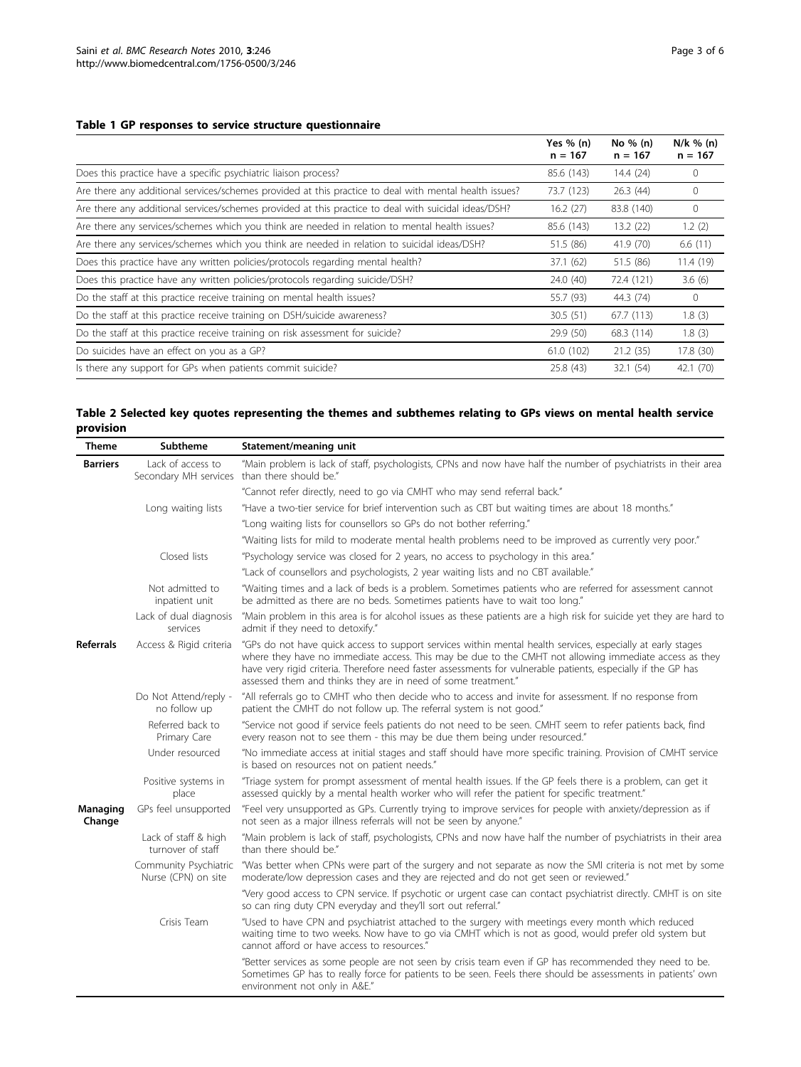**Table 1 GP responses to service structure questionnaire**

| | Yes % (n) n = 167 | No % (n) n = 167 | N/k % (n) n = 167 |
|---|---|---|---|
| Does this practice have a specific psychiatric liaison process? | 85.6 (143) | 14.4 (24) | 0 |
| Are there any additional services/schemes provided at this practice to deal with mental health issues? | 73.7 (123) | 26.3 (44) | 0 |
| Are there any additional services/schemes provided at this practice to deal with suicidal ideas/DSH? | 16.2 (27) | 83.8 (140) | 0 |
| Are there any services/schemes which you think are needed in relation to mental health issues? | 85.6 (143) | 13.2 (22) | 1.2 (2) |
| Are there any services/schemes which you think are needed in relation to suicidal ideas/DSH? | 51.5 (86) | 41.9 (70) | 6.6 (11) |
| Does this practice have any written policies/protocols regarding mental health? | 37.1 (62) | 51.5 (86) | 11.4 (19) |
| Does this practice have any written policies/protocols regarding suicide/DSH? | 24.0 (40) | 72.4 (121) | 3.6 (6) |
| Do the staff at this practice receive training on mental health issues? | 55.7 (93) | 44.3 (74) | 0 |
| Do the staff at this practice receive training on DSH/suicide awareness? | 30.5 (51) | 67.7 (113) | 1.8 (3) |
| Do the staff at this practice receive training on risk assessment for suicide? | 29.9 (50) | 68.3 (114) | 1.8 (3) |
| Do suicides have an effect on you as a GP? | 61.0 (102) | 21.2 (35) | 17.8 (30) |
| Is there any support for GPs when patients commit suicide? | 25.8 (43) | 32.1 (54) | 42.1 (70) |

**Table 2 Selected key quotes representing the themes and subthemes relating to GPs views on mental health service provision**

| Theme | Subtheme | Statement/meaning unit |
|---|---|---|
| **Barriers** | Lack of access to Secondary MH services | "Main problem is lack of staff, psychologists, CPNs and now have half the number of psychiatrists in their area than there should be." |
| | | "Cannot refer directly, need to go via CMHT who may send referral back." |
| | Long waiting lists | "Have a two-tier service for brief intervention such as CBT but waiting times are about 18 months." |
| | | "Long waiting lists for counsellors so GPs do not bother referring." |
| | | "Waiting lists for mild to moderate mental health problems need to be improved as currently very poor." |
| | Closed lists | "Psychology service was closed for 2 years, no access to psychology in this area." |
| | | "Lack of counsellors and psychologists, 2 year waiting lists and no CBT available." |
| | Not admitted to inpatient unit | "Waiting times and a lack of beds is a problem. Sometimes patients who are referred for assessment cannot be admitted as there are no beds. Sometimes patients have to wait too long." |
| | Lack of dual diagnosis services | "Main problem in this area is for alcohol issues as these patients are a high risk for suicide yet they are hard to admit if they need to detoxify." |
| **Referrals** | Access & Rigid criteria | "GPs do not have quick access to support services within mental health services, especially at early stages where they have no immediate access. This may be due to the CMHT not allowing immediate access as they have very rigid criteria. Therefore need faster assessments for vulnerable patients, especially if the GP has assessed them and thinks they are in need of some treatment." |
| | Do Not Attend/reply - no follow up | "All referrals go to CMHT who then decide who to access and invite for assessment. If no response from patient the CMHT do not follow up. The referral system is not good." |
| | Referred back to Primary Care | "Service not good if service feels patients do not need to be seen. CMHT seem to refer patients back, find every reason not to see them - this may be due them being under resourced." |
| | Under resourced | "No immediate access at initial stages and staff should have more specific training. Provision of CMHT service is based on resources not on patient needs." |
| | Positive systems in place | "Triage system for prompt assessment of mental health issues. If the GP feels there is a problem, can get it assessed quickly by a mental health worker who will refer the patient for specific treatment." |
| **Managing Change** | GPs feel unsupported | "Feel very unsupported as GPs. Currently trying to improve services for people with anxiety/depression as if not seen as a major illness referrals will not be seen by anyone." |
| | Lack of staff & high turnover of staff | "Main problem is lack of staff, psychologists, CPNs and now have half the number of psychiatrists in their area than there should be." |
| | Community Psychiatric Nurse (CPN) on site | "Was better when CPNs were part of the surgery and not separate as now the SMI criteria is not met by some moderate/low depression cases and they are rejected and do not get seen or reviewed." |
| | | "Very good access to CPN service. If psychotic or urgent case can contact psychiatrist directly. CMHT is on site so can ring duty CPN everyday and they'll sort out referral." |
| | Crisis Team | "Used to have CPN and psychiatrist attached to the surgery with meetings every month which reduced waiting time to two weeks. Now have to go via CMHT which is not as good, would prefer old system but cannot afford or have access to resources." |
| | | "Better services as some people are not seen by crisis team even if GP has recommended they need to be. Sometimes GP has to really force for patients to be seen. Feels there should be assessments in patients' own environment not only in A&E." |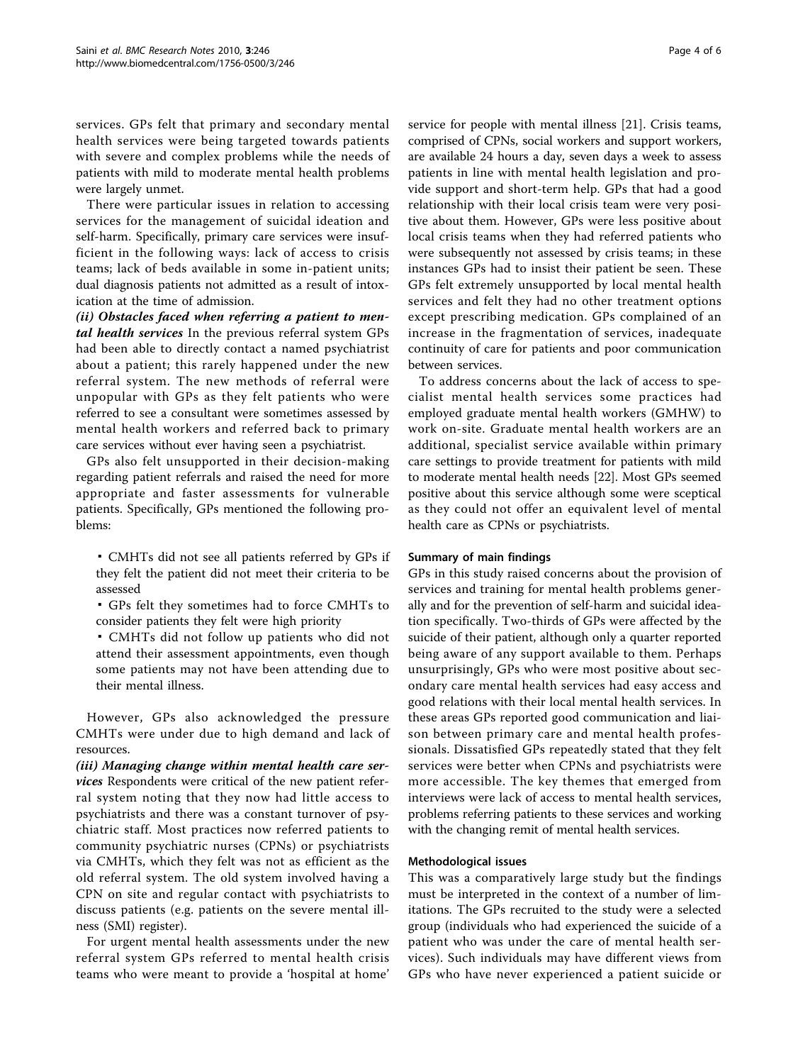services. GPs felt that primary and secondary mental health services were being targeted towards patients with severe and complex problems while the needs of patients with mild to moderate mental health problems were largely unmet.

There were particular issues in relation to accessing services for the management of suicidal ideation and self-harm. Specifically, primary care services were insufficient in the following ways: lack of access to crisis teams; lack of beds available in some in-patient units; dual diagnosis patients not admitted as a result of intoxication at the time of admission.

***(ii) Obstacles faced when referring a patient to mental health services*** In the previous referral system GPs had been able to directly contact a named psychiatrist about a patient; this rarely happened under the new referral system. The new methods of referral were unpopular with GPs as they felt patients who were referred to see a consultant were sometimes assessed by mental health workers and referred back to primary care services without ever having seen a psychiatrist.

GPs also felt unsupported in their decision-making regarding patient referrals and raised the need for more appropriate and faster assessments for vulnerable patients. Specifically, GPs mentioned the following problems:

- CMHTs did not see all patients referred by GPs if they felt the patient did not meet their criteria to be assessed
- GPs felt they sometimes had to force CMHTs to consider patients they felt were high priority
- CMHTs did not follow up patients who did not attend their assessment appointments, even though some patients may not have been attending due to their mental illness.

However, GPs also acknowledged the pressure CMHTs were under due to high demand and lack of resources.

***(iii) Managing change within mental health care services*** Respondents were critical of the new patient referral system noting that they now had little access to psychiatrists and there was a constant turnover of psychiatric staff. Most practices now referred patients to community psychiatric nurses (CPNs) or psychiatrists via CMHTs, which they felt was not as efficient as the old referral system. The old system involved having a CPN on site and regular contact with psychiatrists to discuss patients (e.g. patients on the severe mental illness (SMI) register).

For urgent mental health assessments under the new referral system GPs referred to mental health crisis teams who were meant to provide a 'hospital at home' service for people with mental illness [21]. Crisis teams, comprised of CPNs, social workers and support workers, are available 24 hours a day, seven days a week to assess patients in line with mental health legislation and provide support and short-term help. GPs that had a good relationship with their local crisis team were very positive about them. However, GPs were less positive about local crisis teams when they had referred patients who were subsequently not assessed by crisis teams; in these instances GPs had to insist their patient be seen. These GPs felt extremely unsupported by local mental health services and felt they had no other treatment options except prescribing medication. GPs complained of an increase in the fragmentation of services, inadequate continuity of care for patients and poor communication between services.

To address concerns about the lack of access to specialist mental health services some practices had employed graduate mental health workers (GMHW) to work on-site. Graduate mental health workers are an additional, specialist service available within primary care settings to provide treatment for patients with mild to moderate mental health needs [22]. Most GPs seemed positive about this service although some were sceptical as they could not offer an equivalent level of mental health care as CPNs or psychiatrists.

### Summary of main findings

GPs in this study raised concerns about the provision of services and training for mental health problems generally and for the prevention of self-harm and suicidal ideation specifically. Two-thirds of GPs were affected by the suicide of their patient, although only a quarter reported being aware of any support available to them. Perhaps unsurprisingly, GPs who were most positive about secondary care mental health services had easy access and good relations with their local mental health services. In these areas GPs reported good communication and liaison between primary care and mental health professionals. Dissatisfied GPs repeatedly stated that they felt services were better when CPNs and psychiatrists were more accessible. The key themes that emerged from interviews were lack of access to mental health services, problems referring patients to these services and working with the changing remit of mental health services.

### Methodological issues

This was a comparatively large study but the findings must be interpreted in the context of a number of limitations. The GPs recruited to the study were a selected group (individuals who had experienced the suicide of a patient who was under the care of mental health services). Such individuals may have different views from GPs who have never experienced a patient suicide or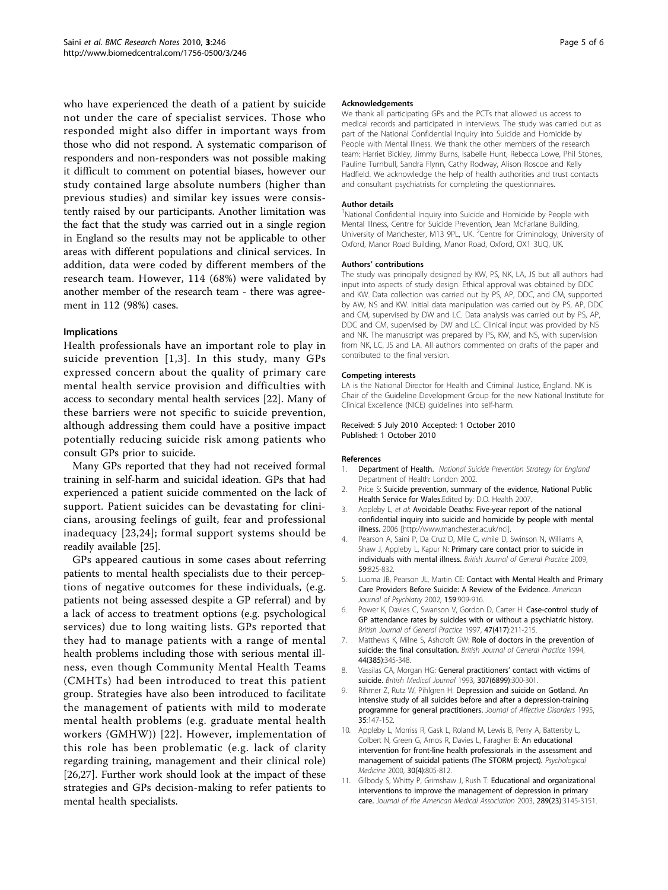who have experienced the death of a patient by suicide not under the care of specialist services. Those who responded might also differ in important ways from those who did not respond. A systematic comparison of responders and non-responders was not possible making it difficult to comment on potential biases, however our study contained large absolute numbers (higher than previous studies) and similar key issues were consistently raised by our participants. Another limitation was the fact that the study was carried out in a single region in England so the results may not be applicable to other areas with different populations and clinical services. In addition, data were coded by different members of the research team. However, 114 (68%) were validated by another member of the research team - there was agreement in 112 (98%) cases.

### Implications

Health professionals have an important role to play in suicide prevention [1,3]. In this study, many GPs expressed concern about the quality of primary care mental health service provision and difficulties with access to secondary mental health services [22]. Many of these barriers were not specific to suicide prevention, although addressing them could have a positive impact potentially reducing suicide risk among patients who consult GPs prior to suicide.

Many GPs reported that they had not received formal training in self-harm and suicidal ideation. GPs that had experienced a patient suicide commented on the lack of support. Patient suicides can be devastating for clinicians, arousing feelings of guilt, fear and professional inadequacy [23,24]; formal support systems should be readily available [25].

GPs appeared cautious in some cases about referring patients to mental health specialists due to their perceptions of negative outcomes for these individuals, (e.g. patients not being assessed despite a GP referral) and by a lack of access to treatment options (e.g. psychological services) due to long waiting lists. GPs reported that they had to manage patients with a range of mental health problems including those with serious mental illness, even though Community Mental Health Teams (CMHTs) had been introduced to treat this patient group. Strategies have also been introduced to facilitate the management of patients with mild to moderate mental health problems (e.g. graduate mental health workers (GMHW)) [22]. However, implementation of this role has been problematic (e.g. lack of clarity regarding training, management and their clinical role) [26,27]. Further work should look at the impact of these strategies and GPs decision-making to refer patients to mental health specialists.

#### Acknowledgements

We thank all participating GPs and the PCTs that allowed us access to medical records and participated in interviews. The study was carried out as part of the National Confidential Inquiry into Suicide and Homicide by People with Mental Illness. We thank the other members of the research team: Harriet Bickley, Jimmy Burns, Isabelle Hunt, Rebecca Lowe, Phil Stones, Pauline Turnbull, Sandra Flynn, Cathy Rodway, Alison Roscoe and Kelly Hadfield. We acknowledge the help of health authorities and trust contacts and consultant psychiatrists for completing the questionnaires.

#### Author details

[1]National Confidential Inquiry into Suicide and Homicide by People with Mental Illness, Centre for Suicide Prevention, Jean McFarlane Building, University of Manchester, M13 9PL, UK. [2]Centre for Criminology, University of Oxford, Manor Road Building, Manor Road, Oxford, OX1 3UQ, UK.

#### Authors' contributions

The study was principally designed by KW, PS, NK, LA, JS but all authors had input into aspects of study design. Ethical approval was obtained by DDC and KW. Data collection was carried out by PS, AP, DDC, and CM, supported by AW, NS and KW. Initial data manipulation was carried out by PS, AP, DDC and CM, supervised by DW and LC. Data analysis was carried out by PS, AP, DDC and CM, supervised by DW and LC. Clinical input was provided by NS and NK. The manuscript was prepared by PS, KW, and NS, with supervision from NK, LC, JS and LA. All authors commented on drafts of the paper and contributed to the final version.

#### Competing interests

LA is the National Director for Health and Criminal Justice, England. NK is Chair of the Guideline Development Group for the new National Institute for Clinical Excellence (NICE) guidelines into self-harm.

Received: 5 July 2010 Accepted: 1 October 2010
Published: 1 October 2010

#### References

1. **Department of Health.** *National Suicide Prevention Strategy for England* Department of Health: London 2002.
2. Price S: **Suicide prevention, summary of the evidence, National Public Health Service for Wales.**Edited by: D.O. Health 2007.
3. Appleby L, *et al*: **Avoidable Deaths: Five-year report of the national confidential inquiry into suicide and homicide by people with mental illness.** 2006 [http://www.manchester.ac.uk/nci].
4. Pearson A, Saini P, Da Cruz D, Mile C, while D, Swinson N, Williams A, Shaw J, Appleby L, Kapur N: **Primary care contact prior to suicide in individuals with mental illness.** *British Journal of General Practice* 2009, **59**:825-832.
5. Luoma JB, Pearson JL, Martin CE: **Contact with Mental Health and Primary Care Providers Before Suicide: A Review of the Evidence.** *American Journal of Psychiatry* 2002, **159**:909-916.
6. Power K, Davies C, Swanson V, Gordon D, Carter H: **Case-control study of GP attendance rates by suicides with or without a psychiatric history.** *British Journal of General Practice* 1997, **47(417)**:211-215.
7. Matthews K, Milne S, Ashcroft GW: **Role of doctors in the prevention of suicide: the final consultation.** *British Journal of General Practice* 1994, **44(385)**:345-348.
8. Vassilas CA, Morgan HG: **General practitioners' contact with victims of suicide.** *British Medical Journal* 1993, **307(6899)**:300-301.
9. Rihmer Z, Rutz W, Pihlgren H: **Depression and suicide on Gotland. An intensive study of all suicides before and after a depression-training programme for general practitioners.** *Journal of Affective Disorders* 1995, **35**:147-152.
10. Appleby L, Morriss R, Gask L, Roland M, Lewis B, Perry A, Battersby L, Colbert N, Green G, Amos R, Davies L, Faragher B: **An educational intervention for front-line health professionals in the assessment and management of suicidal patients (The STORM project).** *Psychological Medicine* 2000, **30(4)**:805-812.
11. Gilbody S, Whitty P, Grimshaw J, Rush T: **Educational and organizational interventions to improve the management of depression in primary care.** *Journal of the American Medical Association* 2003, **289(23)**:3145-3151.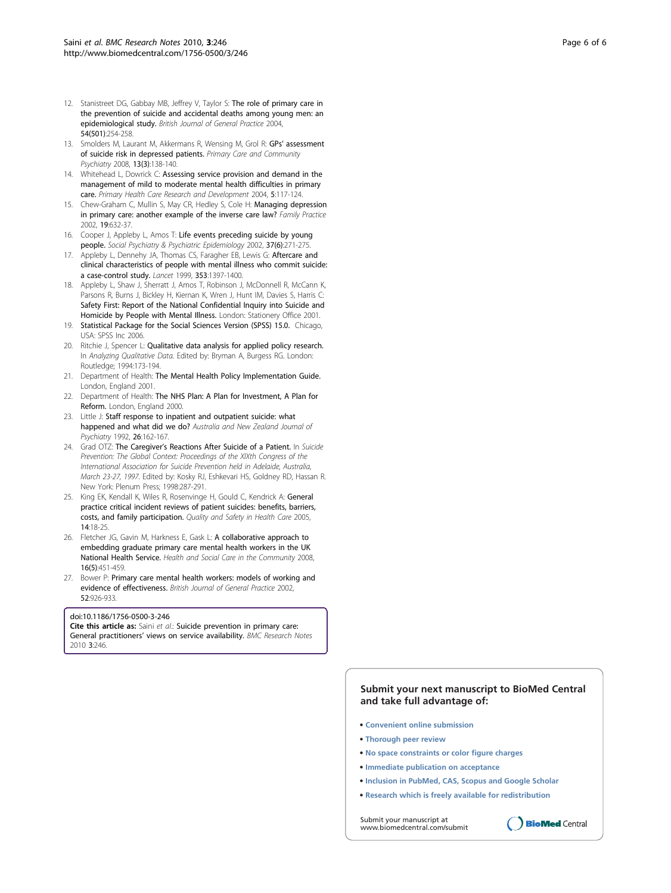12. Stanistreet DG, Gabbay MB, Jeffrey V, Taylor S: **The role of primary care in the prevention of suicide and accidental deaths among young men: an epidemiological study.** *British Journal of General Practice* 2004, **54(501)**:254-258.
13. Smolders M, Laurant M, Akkermans R, Wensing M, Grol R: **GPs' assessment of suicide risk in depressed patients.** *Primary Care and Community Psychiatry* 2008, **13(3)**:138-140.
14. Whitehead L, Dowrick C: **Assessing service provision and demand in the management of mild to moderate mental health difficulties in primary care.** *Primary Health Care Research and Development* 2004, **5**:117-124.
15. Chew-Graham C, Mullin S, May CR, Hedley S, Cole H: **Managing depression in primary care: another example of the inverse care law?** *Family Practice* 2002, **19**:632-37.
16. Cooper J, Appleby L, Amos T: **Life events preceding suicide by young people.** *Social Psychiatry & Psychiatric Epidemiology* 2002, **37(6)**:271-275.
17. Appleby L, Dennehy JA, Thomas CS, Faragher EB, Lewis G: **Aftercare and clinical characteristics of people with mental illness who commit suicide: a case-control study.** *Lancet* 1999, **353**:1397-1400.
18. Appleby L, Shaw J, Sherratt J, Amos T, Robinson J, McDonnell R, McCann K, Parsons R, Burns J, Bickley H, Kiernan K, Wren J, Hunt IM, Davies S, Harris C: **Safety First: Report of the National Confidential Inquiry into Suicide and Homicide by People with Mental Illness.** London: Stationery Office 2001.
19. **Statistical Package for the Social Sciences Version (SPSS) 15.0.** Chicago, USA: SPSS Inc 2006.
20. Ritchie J, Spencer L: **Qualitative data analysis for applied policy research.** In *Analyzing Qualitative Data.* Edited by: Bryman A, Burgess RG. London: Routledge; 1994:173-194.
21. Department of Health: **The Mental Health Policy Implementation Guide.** London, England 2001.
22. Department of Health: **The NHS Plan: A Plan for Investment, A Plan for Reform.** London, England 2000.
23. Little J: **Staff response to inpatient and outpatient suicide: what happened and what did we do?** *Australia and New Zealand Journal of Psychiatry* 1992, **26**:162-167.
24. Grad OTZ: **The Caregiver's Reactions After Suicide of a Patient.** In *Suicide Prevention: The Global Context: Proceedings of the XIXth Congress of the International Association for Suicide Prevention held in Adelaide, Australia, March 23-27, 1997.* Edited by: Kosky RJ, Eshkevari HS, Goldney RD, Hassan R. New York: Plenum Press; 1998:287-291.
25. King EK, Kendall K, Wiles R, Rosenvinge H, Gould C, Kendrick A: **General practice critical incident reviews of patient suicides: benefits, barriers, costs, and family participation.** *Quality and Safety in Health Care* 2005, **14**:18-25.
26. Fletcher JG, Gavin M, Harkness E, Gask L: **A collaborative approach to embedding graduate primary care mental health workers in the UK National Health Service.** *Health and Social Care in the Community* 2008, **16(5)**:451-459.
27. Bower P: **Primary care mental health workers: models of working and evidence of effectiveness.** *British Journal of General Practice* 2002, **52**:926-933.

doi:10.1186/1756-0500-3-246
**Cite this article as:** Saini *et al.*: Suicide prevention in primary care: General practitioners' views on service availability. *BMC Research Notes* 2010 **3**:246.

**Submit your next manuscript to BioMed Central and take full advantage of:**

- Convenient online submission
- Thorough peer review
- No space constraints or color figure charges
- Immediate publication on acceptance
- Inclusion in PubMed, CAS, Scopus and Google Scholar
- Research which is freely available for redistribution

Submit your manuscript at www.biomedcentral.com/submit

BioMed Central